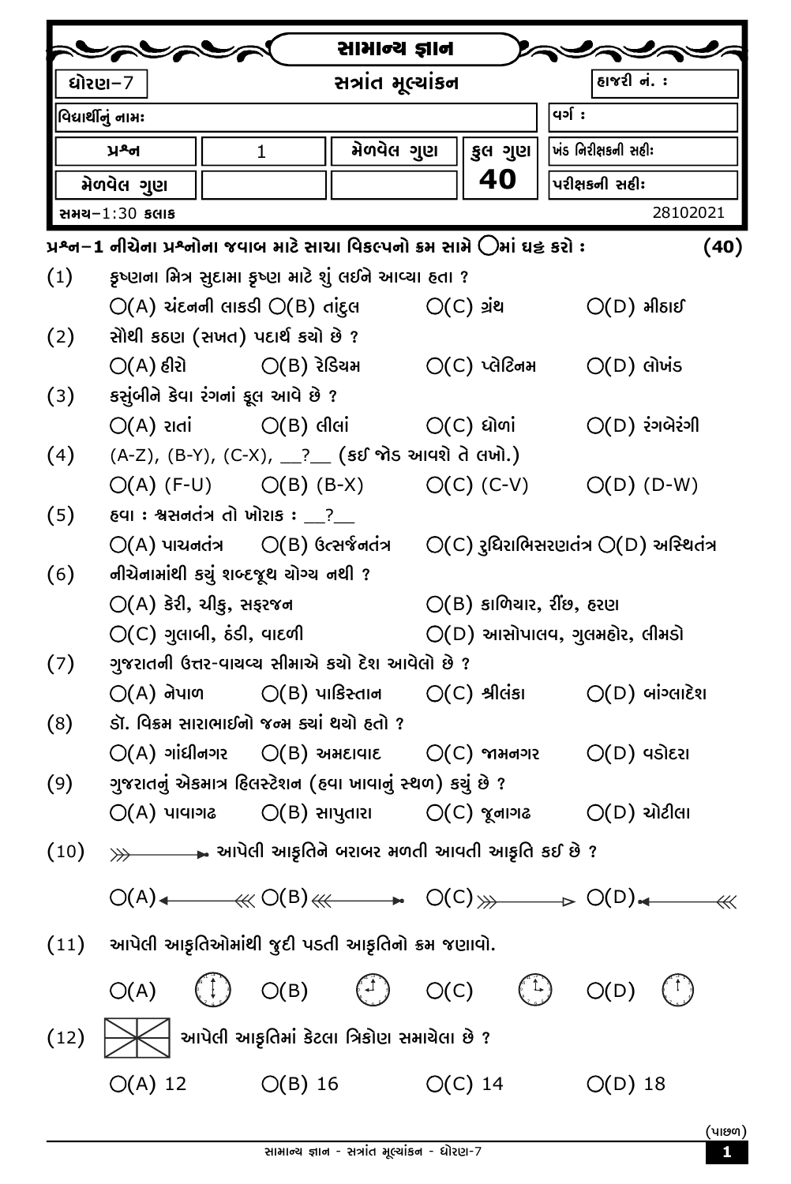# સામાન્ય જ્ઞાન

| ધોરણ-7 | સત્રાંત મૂલ્યાંકન | | | હાજરી નં. : |
|---|---|---|---|---|
| વિદ્યાર્થીનું નામઃ | | | | વર્ગ : |
| પ્રશ્ન | 1 | મેળવેલ ગુણ | કુલ ગુણ | ખંડ નિરીક્ષકની સહીઃ |
| મેળવેલ ગુણ | | | 40 | પરીક્ષકની સહીઃ |

સમય-1:30 કલાક 28102021

**પ્રશ્ન-1 નીચેના પ્રશ્નોના જવાબ માટે સાચા વિકલ્પનો ક્રમ સામે ◯માં ઘટ્ટ કરો : (40)**

(1) કૃષ્ણના મિત્ર સુદામા કૃષ્ણ માટે શું લઈને આવ્યા હતા ?

◯(A) ચંદનની લાકડી ◯(B) તાંદુલ ◯(C) ગ્રંથ ◯(D) મીઠાઈ

(2) સૌથી કઠણ (સખત) પદાર્થ કયો છે ?

◯(A) હીરો ◯(B) રેડિયમ ◯(C) પ્લેટિનમ ◯(D) લોખંડ

(3) કસુંબીને કેવા રંગનાં ફૂલ આવે છે ?

◯(A) રાતાં ◯(B) લીલાં ◯(C) ધોળાં ◯(D) રંગબેરંગી

(4) (A-Z), (B-Y), (C-X), \_\_?\_\_ (કઈ જોડ આવશે તે લખો.)

◯(A) (F-U) ◯(B) (B-X) ◯(C) (C-V) ◯(D) (D-W)

(5) હવા : શ્વસનતંત્ર તો ખોરાક : \_\_?\_\_

◯(A) પાચનતંત્ર ◯(B) ઉત્સર્જનતંત્ર ◯(C) રુધિરાભિસરણતંત્ર ◯(D) અસ્થિતંત્ર

(6) નીચેનામાંથી કયું શબ્દજૂથ યોગ્ય નથી ?

◯(A) કેરી, ચીકુ, સફરજન ◯(B) કાબિચાર, રીંછ, હરણ

◯(C) ગુલાબી, ઠંડી, વાદળી ◯(D) આસોપાલવ, ગુલમહોર, લીમડો

(7) ગુજરાતની ઉત્તર-વાયવ્ય સીમાએ કયો દેશ આવેલો છે ?

◯(A) નેપાળ ◯(B) પાકિસ્તાન ◯(C) શ્રીલંકા ◯(D) બાંગ્લાદેશ

(8) ડૉ. વિક્રમ સારાભાઈનો જન્મ ક્યાં થયો હતો ?

◯(A) ગાંધીનગર ◯(B) અમદાવાદ ◯(C) જામનગર ◯(D) વડોદરા

(9) ગુજરાતનું એકમાત્ર હિલસ્ટેશન (હવા ખાવાનું સ્થળ) કયું છે ?

◯(A) પાવાગઢ ◯(B) સાપુતારા ◯(C) જૂનાગઢ ◯(D) ચોટીલા

(10) ⋙———► આપેલી આકૃતિને બરાબર મળતી આવતી આકૃતિ કઈ છે ?

◯(A) ◄———⋘ ◯(B) ⋘———► ◯(C) ⋙———▷ ◯(D) ◄———⋘

(11) આપેલી આકૃતિઓમાંથી જુદી પડતી આકૃતિનો ક્રમ જણાવો.

◯(A) ◯(B) ◯(C) ◯(D)

(12) આપેલી આકૃતિમાં કેટલા ત્રિકોણ સમાયેલા છે ?

◯(A) 12 ◯(B) 16 ◯(C) 14 ◯(D) 18

(પાછળ)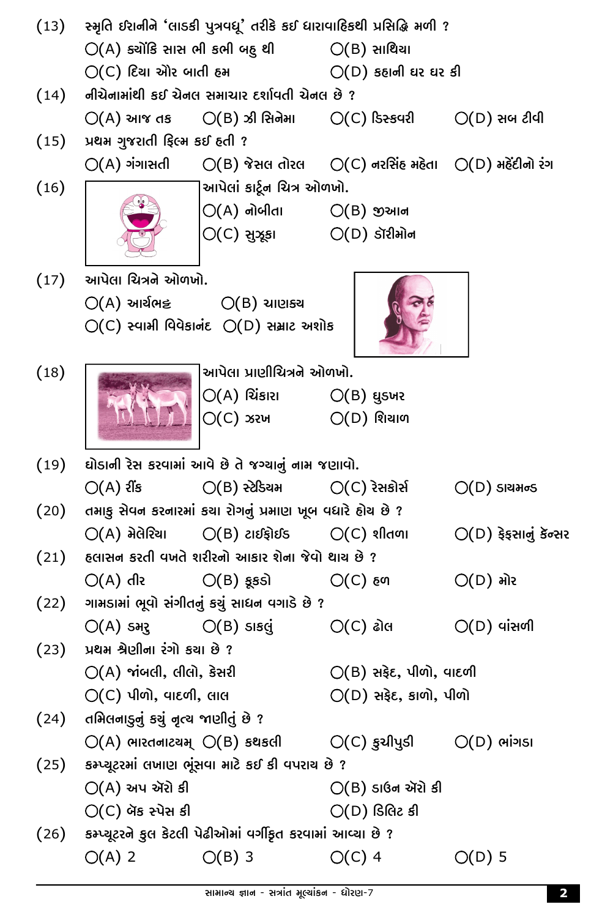(13) સ્મૃતિ ઈરાનીને 'લાડકી પુત્રવધૂ' તરીકે કઈ ધારાવાહિકથી પ્રસિદ્ધિ મળી ?

◯(A) ક્યોંકિ સાસ ભી કભી બહુ થી ◯(B) સાથિયા

◯(C) દિયા ઔર બાતી હમ ◯(D) કહાની ઘર ઘર કી

(14) નીચેનામાંથી કઈ ચેનલ સમાચાર દર્શાવતી ચેનલ છે ?

◯(A) આજ તક ◯(B) ઝી સિનેમા ◯(C) ડિસ્કવરી ◯(D) સબ ટીવી

(15) પ્રથમ ગુજરાતી ફિલ્મ કઈ હતી ?

◯(A) ગંગાસતી ◯(B) જેસલ તોરલ ◯(C) નરસિંહ મહેતા ◯(D) મહેંદીનો રંગ

(16) આપેલાં કાર્ટૂન ચિત્ર ઓળખો.

◯(A) નોબીતા ◯(B) જીઆન

◯(C) સુઝૂકા ◯(D) ડૉરીમોન

(17) આપેલા ચિત્રને ઓળખો.

◯(A) આર્યભટ્ટ ◯(B) ચાણક્ય

◯(C) સ્વામી વિવેકાનંદ ◯(D) સમ્રાટ અશોક

(18) આપેલા પ્રાણીચિત્રને ઓળખો.

◯(A) ચિંકારા ◯(B) ઘુડખર

◯(C) ઝરખ ◯(D) શિયાળ

(19) ઘોડાની રેસ કરવામાં આવે છે તે જગ્યાનું નામ જણાવો.

◯(A) રીંક ◯(B) સ્ટેડિયમ ◯(C) રેસકોર્સ ◯(D) ડાયમન્ડ

(20) તમાકુ સેવન કરનારમાં કયા રોગનું પ્રમાણ ખૂબ વધારે હોય છે ?

◯(A) મેલેરિયા ◯(B) ટાઈફોઈડ ◯(C) શીતળા ◯(D) ફેફસાનું કેન્સર

(21) હલાસન કરતી વખતે શરીરનો આકાર શેના જેવો થાય છે ?

◯(A) તીર ◯(B) કૂકડો ◯(C) હળ ◯(D) મોર

(22) ગામડામાં ભૂવો સંગીતનું કયું સાધન વગાડે છે ?

◯(A) ડમરુ ◯(B) ડાકલું ◯(C) ઢોલ ◯(D) વાંસળી

(23) પ્રથમ શ્રેણીના રંગો કયા છે ?

◯(A) જાંબલી, લીલો, કેસરી ◯(B) સફેદ, પીળો, વાદળી

◯(C) પીળો, વાદળી, લાલ ◯(D) સફેદ, કાળો, પીળો

(24) તમિલનાડુનું કયું નૃત્ય જાણીતું છે ?

◯(A) ભારતનાટ્યમ્ ◯(B) કથકલી ◯(C) કુચીપુડી ◯(D) ભાંગડા

(25) કમ્પ્યૂટરમાં લખાણ ભૂંસવા માટે કઈ કી વપરાય છે ?

◯(A) અપ ઍરો કી ◯(B) ડાઉન ઍરો કી

◯(C) બૅક સ્પેસ કી ◯(D) ડિલિટ કી

(26) કમ્પ્યૂટરને કુલ કેટલી પેઢીઓમાં વર્ગીકૃત કરવામાં આવ્યા છે ?

◯(A) 2 ◯(B) 3 ◯(C) 4 ◯(D) 5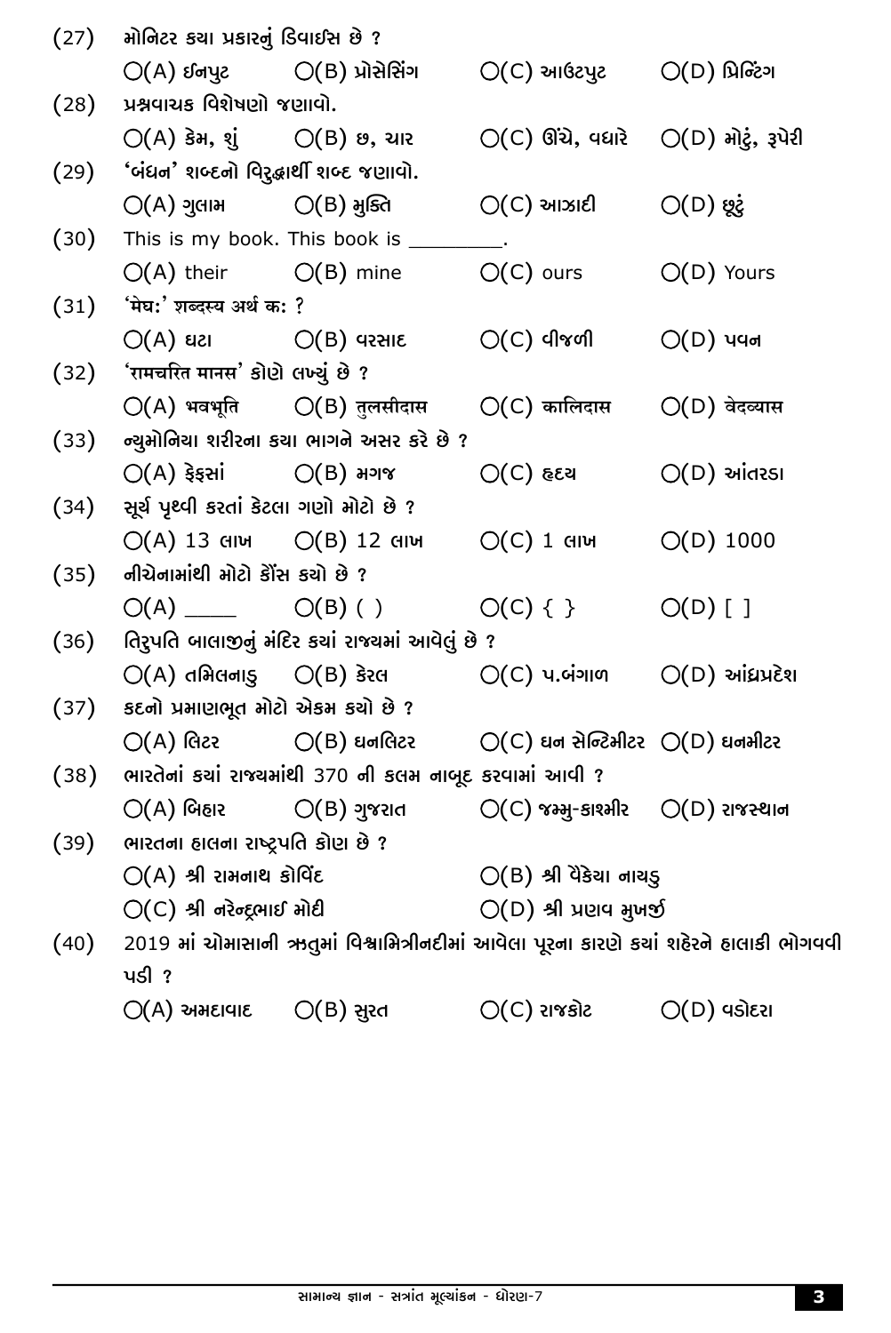(27) મોનિટર કયા પ્રકારનું ડિવાઈસ છે ?

○(A) ઈનપુટ ○(B) પ્રોસેસિંગ ○(C) આઉટપુટ ○(D) પ્રિન્ટિંગ

(28) પ્રશ્નવાચક વિશેષણો જણાવો.

○(A) કેમ, શું ○(B) છ, ચાર ○(C) ઊંચે, વધારે ○(D) મોટું, રૂપેરી

(29) 'બંધન' શબ્દનો વિરુદ્ધાર્થી શબ્દ જણાવો.

○(A) ગુલામ ○(B) મુક્તિ ○(C) આઝાદી ○(D) છૂટું

(30) This is my book. This book is ________.

○(A) their ○(B) mine ○(C) ours ○(D) Yours

(31) 'मेघः' शब्दस्य अर्थ कः ?

○(A) ઘટા ○(B) વરસાદ ○(C) વીજળી ○(D) પવન

(32) 'रामचरित मानस' કોણે લખ્યું છે ?

○(A) भवभूति ○(B) तुलसीदास ○(C) कालिदास ○(D) वेदव्यास

(33) ન્યુમોનિયા શરીરના કયા ભાગને અસર કરે છે ?

○(A) ફેફસાં ○(B) મગજ ○(C) હૃદય ○(D) આંતરડા

(34) સૂર્ય પૃથ્વી કરતાં કેટલા ગણો મોટો છે ?

○(A) 13 લાખ ○(B) 12 લાખ ○(C) 1 લાખ ○(D) 1000

(35) નીચેનામાંથી મોટો કૌંસ કયો છે ?

○(A) ____ ○(B) ( ) ○(C) { } ○(D) [ ]

(36) તિરુપતિ બાલાજીનું મંદિર કયાં રાજ્યમાં આવેલું છે ?

○(A) તમિલનાડુ ○(B) કેરલ ○(C) પ.બંગાળ ○(D) આંધ્રપ્રદેશ

(37) કદનો પ્રમાણભૂત મોટો એકમ કયો છે ?

○(A) લિટર ○(B) ઘનલિટર ○(C) ઘન સેન્ટિમીટર ○(D) ઘનમીટર

(38) ભારતનાં કયાં રાજ્યમાંથી 370 ની કલમ નાબૂદ કરવામાં આવી ?

○(A) બિહાર ○(B) ગુજરાત ○(C) જમ્મુ-કાશ્મીર ○(D) રાજસ્થાન

(39) ભારતના હાલના રાષ્ટ્રપતિ કોણ છે ?

○(A) શ્રી રામનાથ કોવિંદ ○(B) શ્રી વેંકૈયા નાયડુ

○(C) શ્રી નરેન્દ્રભાઈ મોદી ○(D) શ્રી પ્રણવ મુખર્જી

(40) 2019 માં ચોમાસાની ઋતુમાં વિશ્વામિત્રીનદીમાં આવેલા પૂરના કારણે કયાં શહેરને હાલાકી ભોગવવી પડી ?

○(A) અમદાવાદ ○(B) સુરત ○(C) રાજકોટ ○(D) વડોદરા